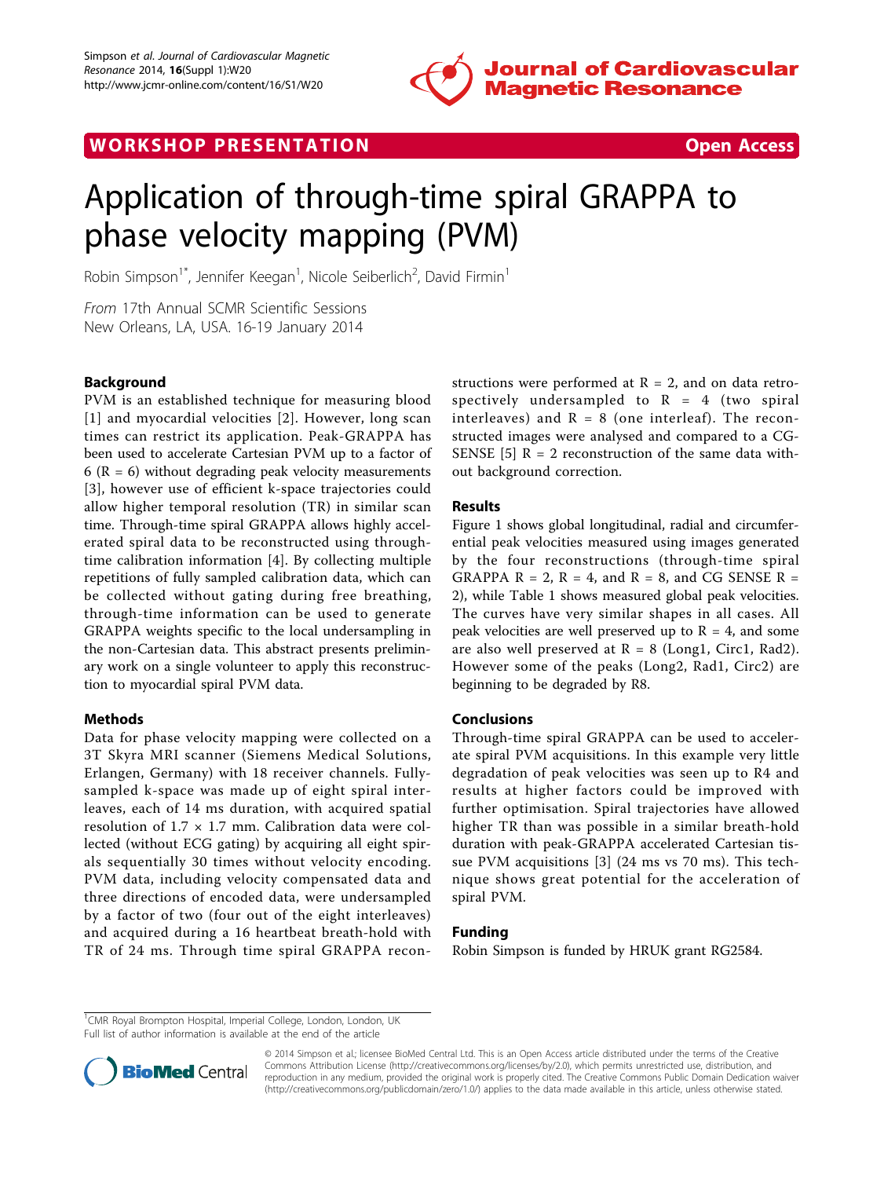WORKSHOP PRESENTATION

Open Access

# Application of through-time spiral GRAPPA to phase velocity mapping (PVM)

Robin Simpson[1*], Jennifer Keegan[1], Nicole Seiberlich[2], David Firmin[1]

*From* 17th Annual SCMR Scientific Sessions
New Orleans, LA, USA. 16-19 January 2014

## Background

PVM is an established technique for measuring blood [1] and myocardial velocities [2]. However, long scan times can restrict its application. Peak-GRAPPA has been used to accelerate Cartesian PVM up to a factor of 6 (R = 6) without degrading peak velocity measurements [3], however use of efficient k-space trajectories could allow higher temporal resolution (TR) in similar scan time. Through-time spiral GRAPPA allows highly accelerated spiral data to be reconstructed using through-time calibration information [4]. By collecting multiple repetitions of fully sampled calibration data, which can be collected without gating during free breathing, through-time information can be used to generate GRAPPA weights specific to the local undersampling in the non-Cartesian data. This abstract presents preliminary work on a single volunteer to apply this reconstruction to myocardial spiral PVM data.

## Methods

Data for phase velocity mapping were collected on a 3T Skyra MRI scanner (Siemens Medical Solutions, Erlangen, Germany) with 18 receiver channels. Fully-sampled k-space was made up of eight spiral interleaves, each of 14 ms duration, with acquired spatial resolution of 1.7 × 1.7 mm. Calibration data were collected (without ECG gating) by acquiring all eight spirals sequentially 30 times without velocity encoding. PVM data, including velocity compensated data and three directions of encoded data, were undersampled by a factor of two (four out of the eight interleaves) and acquired during a 16 heartbeat breath-hold with TR of 24 ms. Through time spiral GRAPPA reconstructions were performed at R = 2, and on data retrospectively undersampled to R = 4 (two spiral interleaves) and R = 8 (one interleaf). The reconstructed images were analysed and compared to a CG-SENSE [5] R = 2 reconstruction of the same data without background correction.

## Results

Figure 1 shows global longitudinal, radial and circumferential peak velocities measured using images generated by the four reconstructions (through-time spiral GRAPPA R = 2, R = 4, and R = 8, and CG SENSE R = 2), while Table 1 shows measured global peak velocities. The curves have very similar shapes in all cases. All peak velocities are well preserved up to R = 4, and some are also well preserved at R = 8 (Long1, Circ1, Rad2). However some of the peaks (Long2, Rad1, Circ2) are beginning to be degraded by R8.

## Conclusions

Through-time spiral GRAPPA can be used to accelerate spiral PVM acquisitions. In this example very little degradation of peak velocities was seen up to R4 and results at higher factors could be improved with further optimisation. Spiral trajectories have allowed higher TR than was possible in a similar breath-hold duration with peak-GRAPPA accelerated Cartesian tissue PVM acquisitions [3] (24 ms vs 70 ms). This technique shows great potential for the acceleration of spiral PVM.

## Funding

Robin Simpson is funded by HRUK grant RG2584.

[1]CMR Royal Brompton Hospital, Imperial College, London, London, UK
Full list of author information is available at the end of the article

© 2014 Simpson et al.; licensee BioMed Central Ltd. This is an Open Access article distributed under the terms of the Creative Commons Attribution License (http://creativecommons.org/licenses/by/2.0), which permits unrestricted use, distribution, and reproduction in any medium, provided the original work is properly cited. The Creative Commons Public Domain Dedication waiver (http://creativecommons.org/publicdomain/zero/1.0/) applies to the data made available in this article, unless otherwise stated.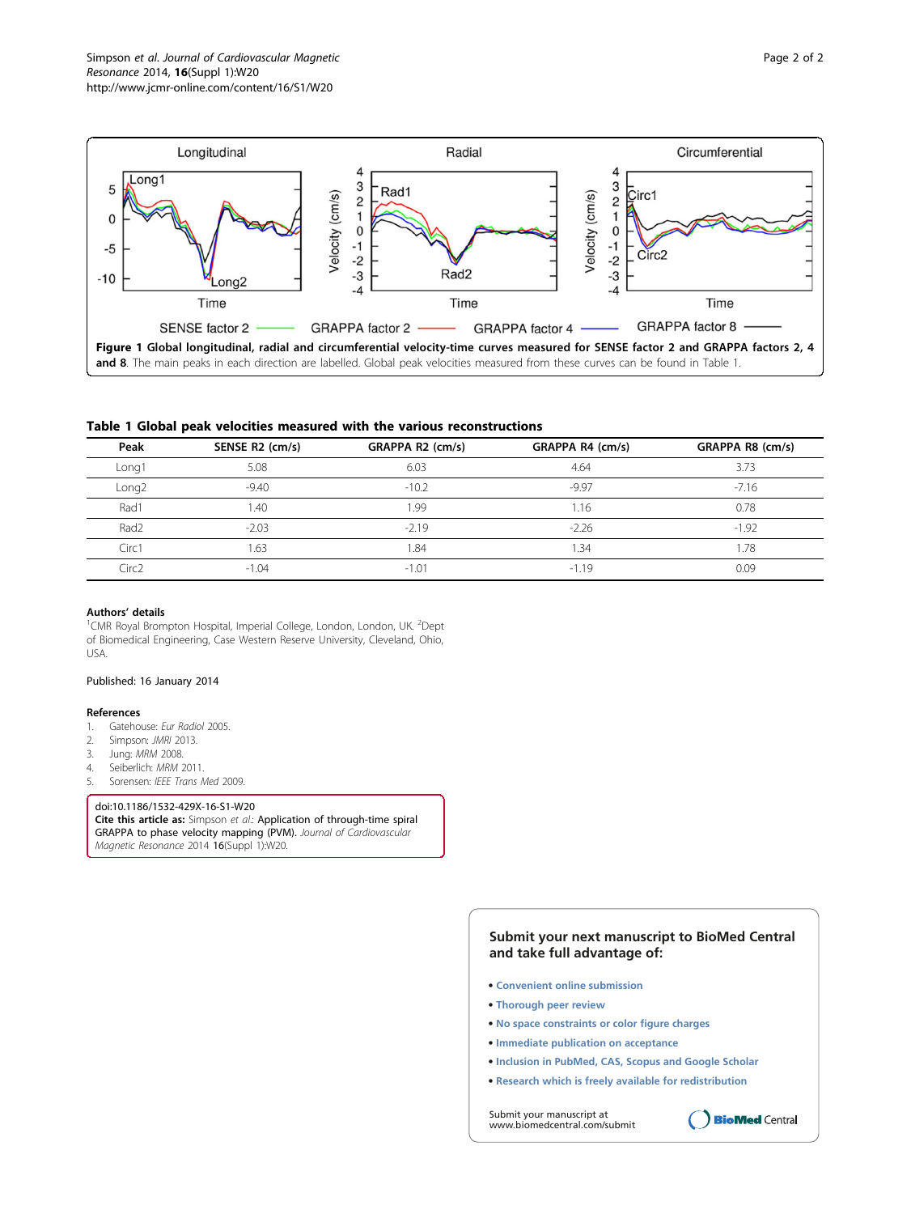Longitudinal

Radial

Circumferential

Long1

Long2

Rad1

Rad2

Circ1

Circ2

Velocity (cm/s)

Time

SENSE factor 2 GRAPPA factor 2 GRAPPA factor 4 GRAPPA factor 8

**Figure 1 Global longitudinal, radial and circumferential velocity-time curves measured for SENSE factor 2 and GRAPPA factors 2, 4 and 8**. The main peaks in each direction are labelled. Global peak velocities measured from these curves can be found in Table 1.

**Table 1 Global peak velocities measured with the various reconstructions**

| Peak | SENSE R2 (cm/s) | GRAPPA R2 (cm/s) | GRAPPA R4 (cm/s) | GRAPPA R8 (cm/s) |
| --- | --- | --- | --- | --- |
| Long1 | 5.08 | 6.03 | 4.64 | 3.73 |
| Long2 | -9.40 | -10.2 | -9.97 | -7.16 |
| Rad1 | 1.40 | 1.99 | 1.16 | 0.78 |
| Rad2 | -2.03 | -2.19 | -2.26 | -1.92 |
| Circ1 | 1.63 | 1.84 | 1.34 | 1.78 |
| Circ2 | -1.04 | -1.01 | -1.19 | 0.09 |

**Authors' details**

[1]CMR Royal Brompton Hospital, Imperial College, London, London, UK. [2]Dept of Biomedical Engineering, Case Western Reserve University, Cleveland, Ohio, USA.

Published: 16 January 2014

**References**

1. Gatehouse: *Eur Radiol* 2005.
2. Simpson: *JMRI* 2013.
3. Jung: *MRM* 2008.
4. Seiberlich: *MRM* 2011.
5. Sorensen: *IEEE Trans Med* 2009.

doi:10.1186/1532-429X-16-S1-W20
**Cite this article as:** Simpson *et al.*: Application of through-time spiral GRAPPA to phase velocity mapping (PVM). *Journal of Cardiovascular Magnetic Resonance* 2014 **16**(Suppl 1):W20.

**Submit your next manuscript to BioMed Central and take full advantage of:**

- Convenient online submission
- Thorough peer review
- No space constraints or color figure charges
- Immediate publication on acceptance
- Inclusion in PubMed, CAS, Scopus and Google Scholar
- Research which is freely available for redistribution

Submit your manuscript at www.biomedcentral.com/submit